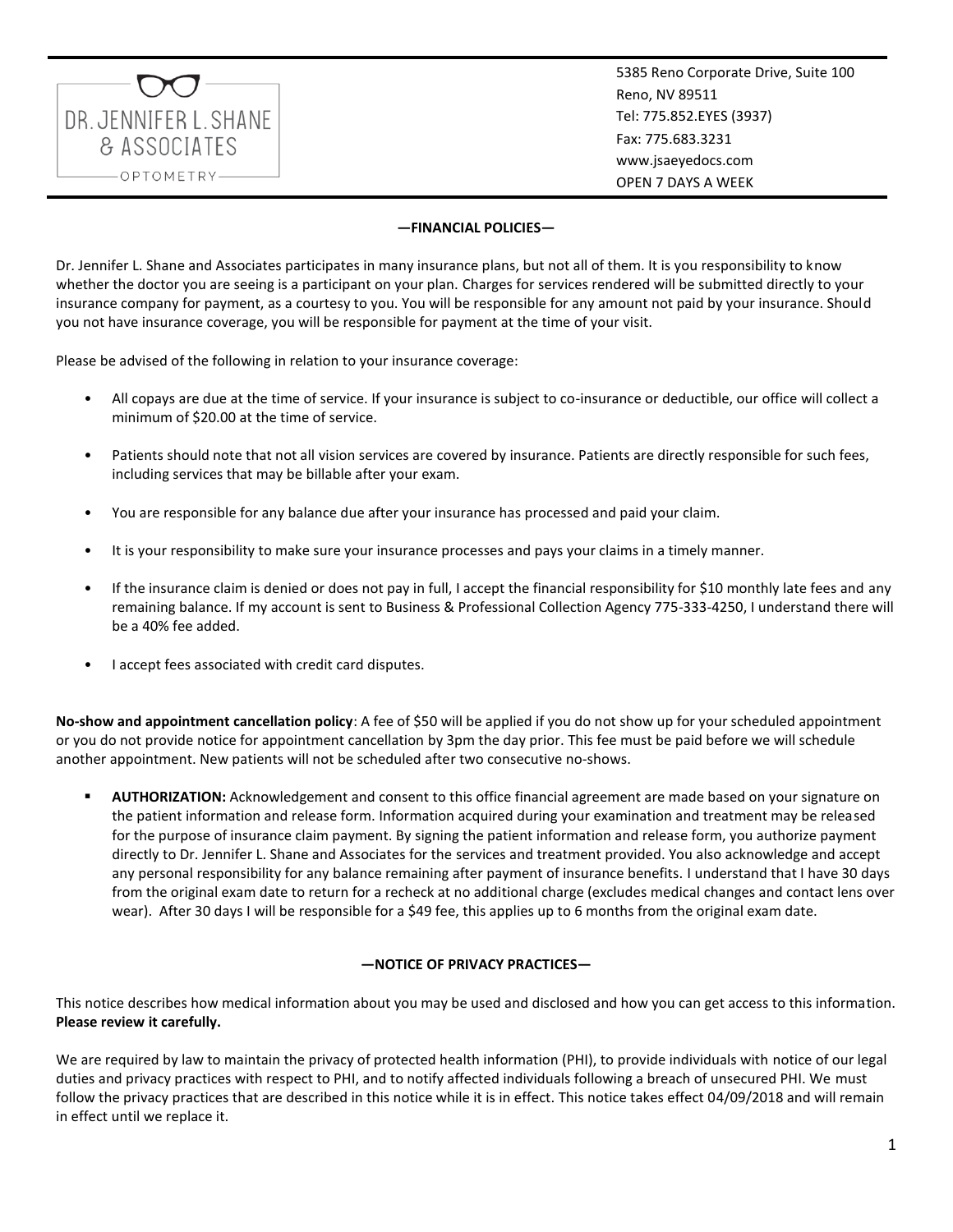DR. JENNIFER L. SHANE & ASSOCIATES OPTOMETRY

5385 Reno Corporate Drive, Suite 100
Reno, NV 89511
Tel: 775.852.EYES (3937)
Fax: 775.683.3231
www.jsaeyedocs.com
OPEN 7 DAYS A WEEK

## —FINANCIAL POLICIES—

Dr. Jennifer L. Shane and Associates participates in many insurance plans, but not all of them. It is you responsibility to know whether the doctor you are seeing is a participant on your plan. Charges for services rendered will be submitted directly to your insurance company for payment, as a courtesy to you. You will be responsible for any amount not paid by your insurance. Should you not have insurance coverage, you will be responsible for payment at the time of your visit.

Please be advised of the following in relation to your insurance coverage:

- All copays are due at the time of service. If your insurance is subject to co-insurance or deductible, our office will collect a minimum of $20.00 at the time of service.
- Patients should note that not all vision services are covered by insurance. Patients are directly responsible for such fees, including services that may be billable after your exam.
- You are responsible for any balance due after your insurance has processed and paid your claim.
- It is your responsibility to make sure your insurance processes and pays your claims in a timely manner.
- If the insurance claim is denied or does not pay in full, I accept the financial responsibility for $10 monthly late fees and any remaining balance. If my account is sent to Business & Professional Collection Agency 775-333-4250, I understand there will be a 40% fee added.
- I accept fees associated with credit card disputes.

**No-show and appointment cancellation policy**: A fee of $50 will be applied if you do not show up for your scheduled appointment or you do not provide notice for appointment cancellation by 3pm the day prior. This fee must be paid before we will schedule another appointment. New patients will not be scheduled after two consecutive no-shows.

- **AUTHORIZATION:** Acknowledgement and consent to this office financial agreement are made based on your signature on the patient information and release form. Information acquired during your examination and treatment may be released for the purpose of insurance claim payment. By signing the patient information and release form, you authorize payment directly to Dr. Jennifer L. Shane and Associates for the services and treatment provided. You also acknowledge and accept any personal responsibility for any balance remaining after payment of insurance benefits. I understand that I have 30 days from the original exam date to return for a recheck at no additional charge (excludes medical changes and contact lens over wear). After 30 days I will be responsible for a $49 fee, this applies up to 6 months from the original exam date.

## —NOTICE OF PRIVACY PRACTICES—

This notice describes how medical information about you may be used and disclosed and how you can get access to this information. **Please review it carefully.**

We are required by law to maintain the privacy of protected health information (PHI), to provide individuals with notice of our legal duties and privacy practices with respect to PHI, and to notify affected individuals following a breach of unsecured PHI. We must follow the privacy practices that are described in this notice while it is in effect. This notice takes effect 04/09/2018 and will remain in effect until we replace it.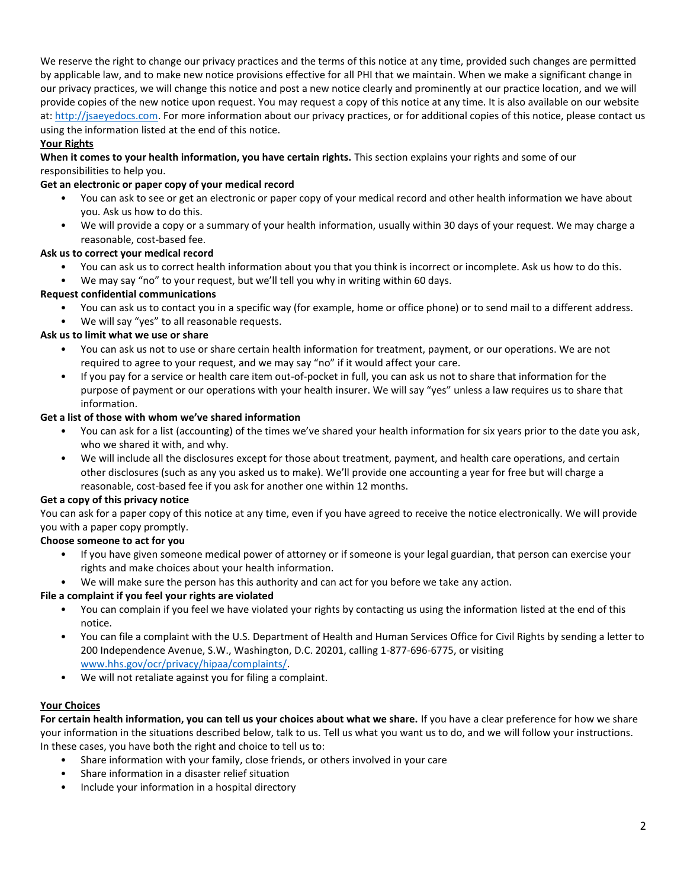We reserve the right to change our privacy practices and the terms of this notice at any time, provided such changes are permitted by applicable law, and to make new notice provisions effective for all PHI that we maintain. When we make a significant change in our privacy practices, we will change this notice and post a new notice clearly and prominently at our practice location, and we will provide copies of the new notice upon request. You may request a copy of this notice at any time. It is also available on our website at: http://jsaeyedocs.com. For more information about our privacy practices, or for additional copies of this notice, please contact us using the information listed at the end of this notice.

## Your Rights

**When it comes to your health information, you have certain rights.** This section explains your rights and some of our responsibilities to help you.

**Get an electronic or paper copy of your medical record**

- You can ask to see or get an electronic or paper copy of your medical record and other health information we have about you. Ask us how to do this.
- We will provide a copy or a summary of your health information, usually within 30 days of your request. We may charge a reasonable, cost-based fee.

**Ask us to correct your medical record**

- You can ask us to correct health information about you that you think is incorrect or incomplete. Ask us how to do this.
- We may say "no" to your request, but we'll tell you why in writing within 60 days.

**Request confidential communications**

- You can ask us to contact you in a specific way (for example, home or office phone) or to send mail to a different address.
- We will say "yes" to all reasonable requests.

**Ask us to limit what we use or share**

- You can ask us not to use or share certain health information for treatment, payment, or our operations. We are not required to agree to your request, and we may say "no" if it would affect your care.
- If you pay for a service or health care item out-of-pocket in full, you can ask us not to share that information for the purpose of payment or our operations with your health insurer. We will say "yes" unless a law requires us to share that information.

**Get a list of those with whom we've shared information**

- You can ask for a list (accounting) of the times we've shared your health information for six years prior to the date you ask, who we shared it with, and why.
- We will include all the disclosures except for those about treatment, payment, and health care operations, and certain other disclosures (such as any you asked us to make). We'll provide one accounting a year for free but will charge a reasonable, cost-based fee if you ask for another one within 12 months.

**Get a copy of this privacy notice**

You can ask for a paper copy of this notice at any time, even if you have agreed to receive the notice electronically. We will provide you with a paper copy promptly.

**Choose someone to act for you**

- If you have given someone medical power of attorney or if someone is your legal guardian, that person can exercise your rights and make choices about your health information.
- We will make sure the person has this authority and can act for you before we take any action.

**File a complaint if you feel your rights are violated**

- You can complain if you feel we have violated your rights by contacting us using the information listed at the end of this notice.
- You can file a complaint with the U.S. Department of Health and Human Services Office for Civil Rights by sending a letter to 200 Independence Avenue, S.W., Washington, D.C. 20201, calling 1-877-696-6775, or visiting www.hhs.gov/ocr/privacy/hipaa/complaints/.
- We will not retaliate against you for filing a complaint.

## Your Choices

**For certain health information, you can tell us your choices about what we share.** If you have a clear preference for how we share your information in the situations described below, talk to us. Tell us what you want us to do, and we will follow your instructions. In these cases, you have both the right and choice to tell us to:

- Share information with your family, close friends, or others involved in your care
- Share information in a disaster relief situation
- Include your information in a hospital directory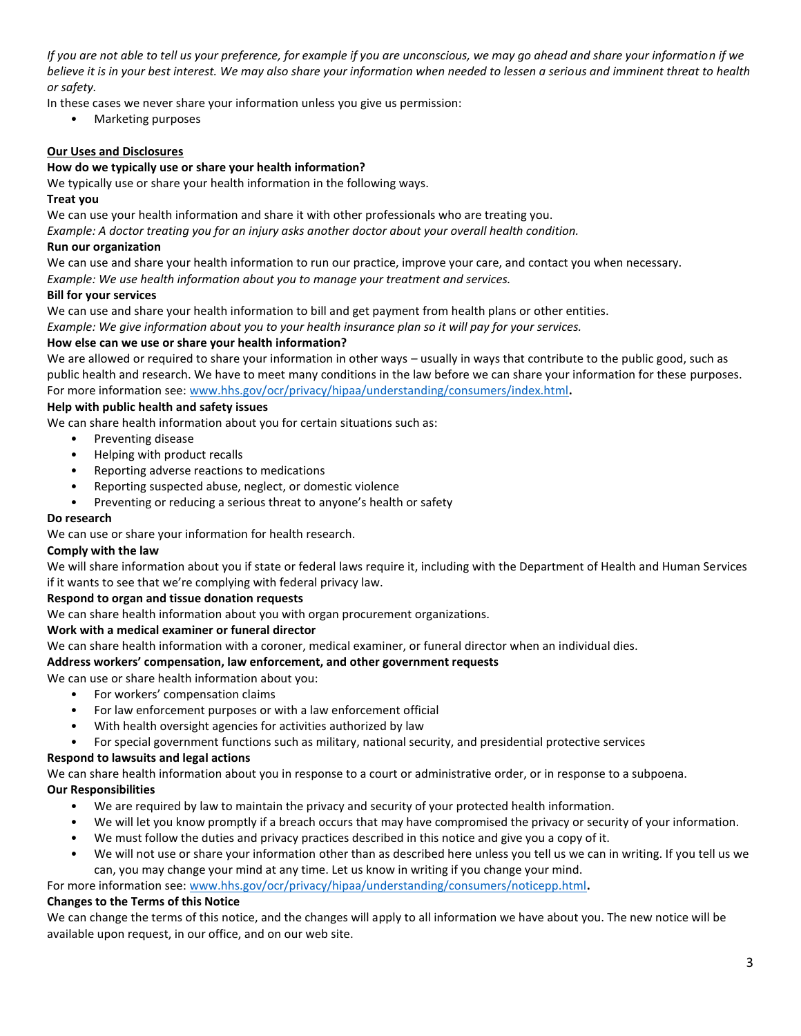*If you are not able to tell us your preference, for example if you are unconscious, we may go ahead and share your information if we believe it is in your best interest. We may also share your information when needed to lessen a serious and imminent threat to health or safety.*

In these cases we never share your information unless you give us permission:

- Marketing purposes

**Our Uses and Disclosures**

**How do we typically use or share your health information?**

We typically use or share your health information in the following ways.

**Treat you**

We can use your health information and share it with other professionals who are treating you.

*Example: A doctor treating you for an injury asks another doctor about your overall health condition.*

**Run our organization**

We can use and share your health information to run our practice, improve your care, and contact you when necessary.

*Example: We use health information about you to manage your treatment and services.*

**Bill for your services**

We can use and share your health information to bill and get payment from health plans or other entities.

*Example: We give information about you to your health insurance plan so it will pay for your services.*

**How else can we use or share your health information?**

We are allowed or required to share your information in other ways – usually in ways that contribute to the public good, such as public health and research. We have to meet many conditions in the law before we can share your information for these purposes. For more information see: www.hhs.gov/ocr/privacy/hipaa/understanding/consumers/index.html**.**

**Help with public health and safety issues**

We can share health information about you for certain situations such as:

- Preventing disease
- Helping with product recalls
- Reporting adverse reactions to medications
- Reporting suspected abuse, neglect, or domestic violence
- Preventing or reducing a serious threat to anyone's health or safety

**Do research**

We can use or share your information for health research.

**Comply with the law**

We will share information about you if state or federal laws require it, including with the Department of Health and Human Services if it wants to see that we're complying with federal privacy law.

**Respond to organ and tissue donation requests**

We can share health information about you with organ procurement organizations.

**Work with a medical examiner or funeral director**

We can share health information with a coroner, medical examiner, or funeral director when an individual dies.

**Address workers' compensation, law enforcement, and other government requests**

We can use or share health information about you:

- For workers' compensation claims
- For law enforcement purposes or with a law enforcement official
- With health oversight agencies for activities authorized by law
- For special government functions such as military, national security, and presidential protective services

**Respond to lawsuits and legal actions**

We can share health information about you in response to a court or administrative order, or in response to a subpoena.

**Our Responsibilities**

- We are required by law to maintain the privacy and security of your protected health information.
- We will let you know promptly if a breach occurs that may have compromised the privacy or security of your information.
- We must follow the duties and privacy practices described in this notice and give you a copy of it.
- We will not use or share your information other than as described here unless you tell us we can in writing. If you tell us we can, you may change your mind at any time. Let us know in writing if you change your mind.

For more information see: www.hhs.gov/ocr/privacy/hipaa/understanding/consumers/noticepp.html**.**

**Changes to the Terms of this Notice**

We can change the terms of this notice, and the changes will apply to all information we have about you. The new notice will be available upon request, in our office, and on our web site.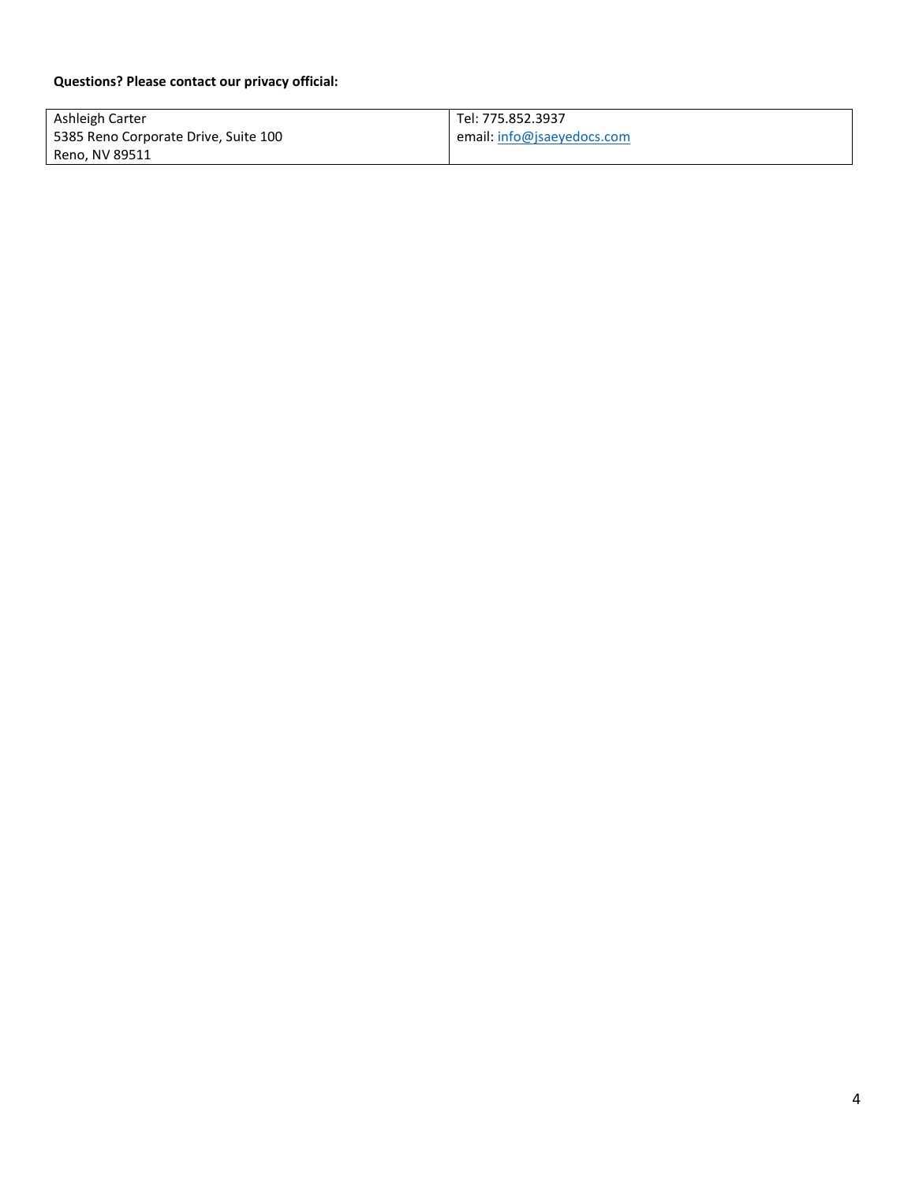**Questions? Please contact our privacy official:**

| | |
|---|---|
| Ashleigh Carter<br>5385 Reno Corporate Drive, Suite 100<br>Reno, NV 89511 | Tel: 775.852.3937<br>email: info@jsaeyedocs.com |